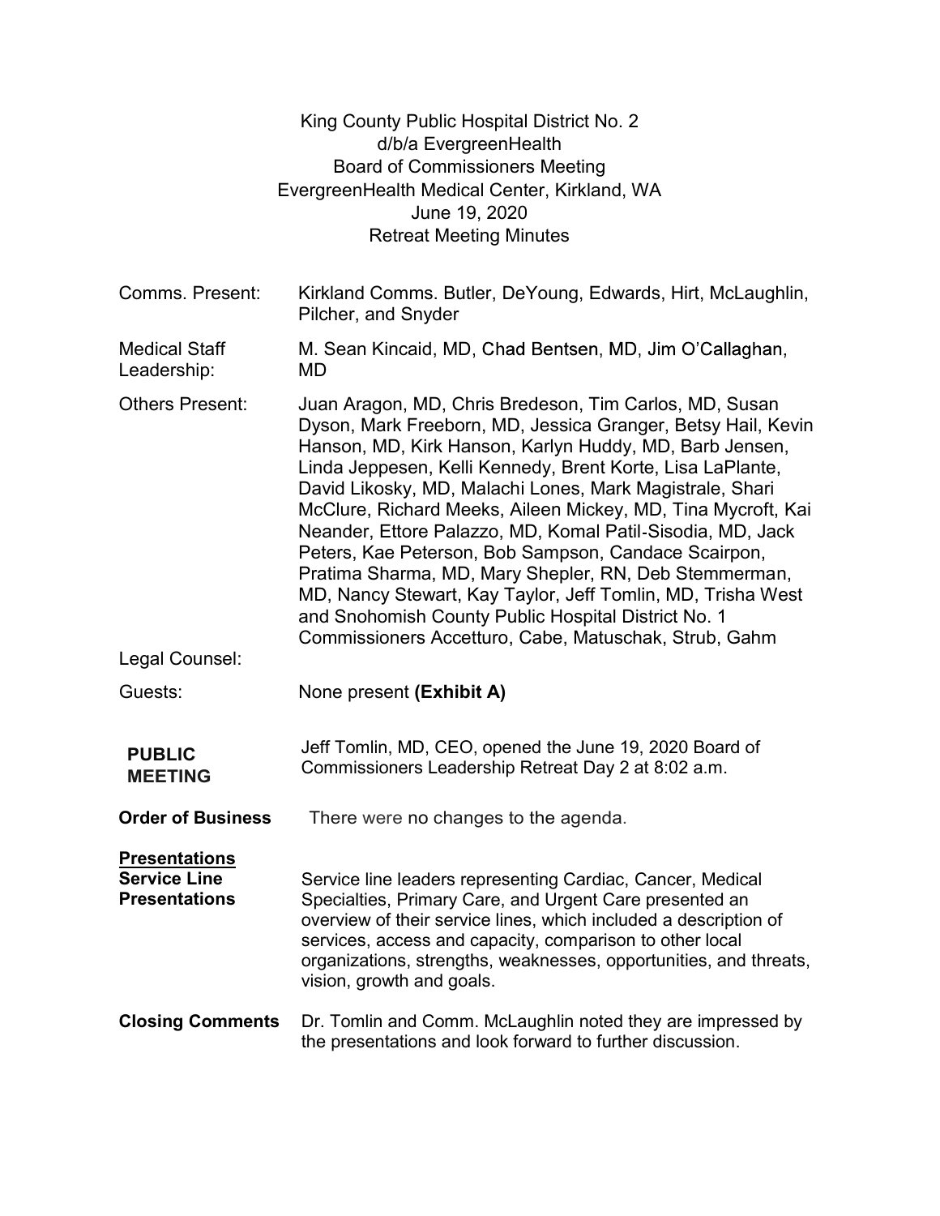King County Public Hospital District No. 2
d/b/a EvergreenHealth
Board of Commissioners Meeting
EvergreenHealth Medical Center, Kirkland, WA
June 19, 2020
Retreat Meeting Minutes

| | |
|---|---|
| Comms. Present: | Kirkland Comms. Butler, DeYoung, Edwards, Hirt, McLaughlin, Pilcher, and Snyder |
| Medical Staff Leadership: | M. Sean Kincaid, MD, Chad Bentsen, MD, Jim O'Callaghan, MD |
| Others Present: | Juan Aragon, MD, Chris Bredeson, Tim Carlos, MD, Susan Dyson, Mark Freeborn, MD, Jessica Granger, Betsy Hail, Kevin Hanson, MD, Kirk Hanson, Karlyn Huddy, MD, Barb Jensen, Linda Jeppesen, Kelli Kennedy, Brent Korte, Lisa LaPlante, David Likosky, MD, Malachi Lones, Mark Magistrale, Shari McClure, Richard Meeks, Aileen Mickey, MD, Tina Mycroft, Kai Neander, Ettore Palazzo, MD, Komal Patil-Sisodia, MD, Jack Peters, Kae Peterson, Bob Sampson, Candace Scairpon, Pratima Sharma, MD, Mary Shepler, RN, Deb Stemmerman, MD, Nancy Stewart, Kay Taylor, Jeff Tomlin, MD, Trisha West and Snohomish County Public Hospital District No. 1 Commissioners Accetturo, Cabe, Matuschak, Strub, Gahm |
| Legal Counsel: | |
| Guests: | None present **(Exhibit A)** |

| | |
|---|---|
| **PUBLIC MEETING** | Jeff Tomlin, MD, CEO, opened the June 19, 2020 Board of Commissioners Leadership Retreat Day 2 at 8:02 a.m. |
| **Order of Business** | There were no changes to the agenda. |
| **<u>Presentations</u>** **Service Line Presentations** | Service line leaders representing Cardiac, Cancer, Medical Specialties, Primary Care, and Urgent Care presented an overview of their service lines, which included a description of services, access and capacity, comparison to other local organizations, strengths, weaknesses, opportunities, and threats, vision, growth and goals. |
| **Closing Comments** | Dr. Tomlin and Comm. McLaughlin noted they are impressed by the presentations and look forward to further discussion. |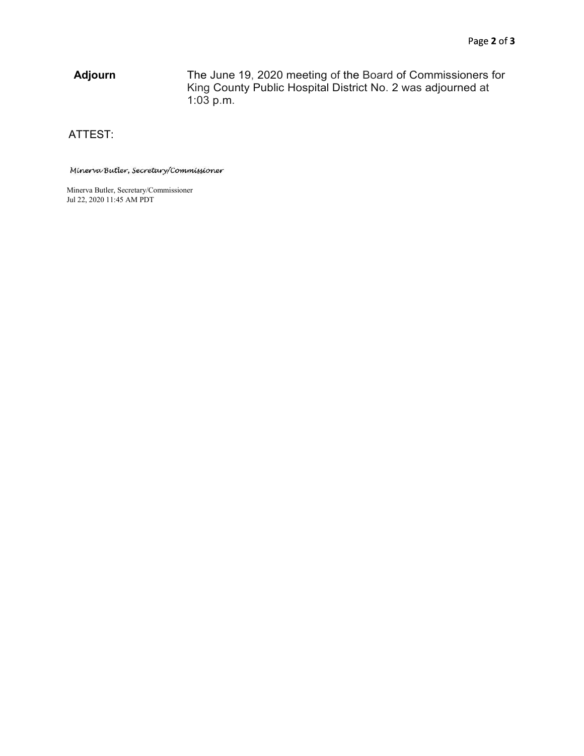**Adjourn**

The June 19, 2020 meeting of the Board of Commissioners for King County Public Hospital District No. 2 was adjourned at 1:03 p.m.

ATTEST:

*Minerva Butler, Secretary/Commissioner*

Minerva Butler, Secretary/Commissioner
Jul 22, 2020 11:45 AM PDT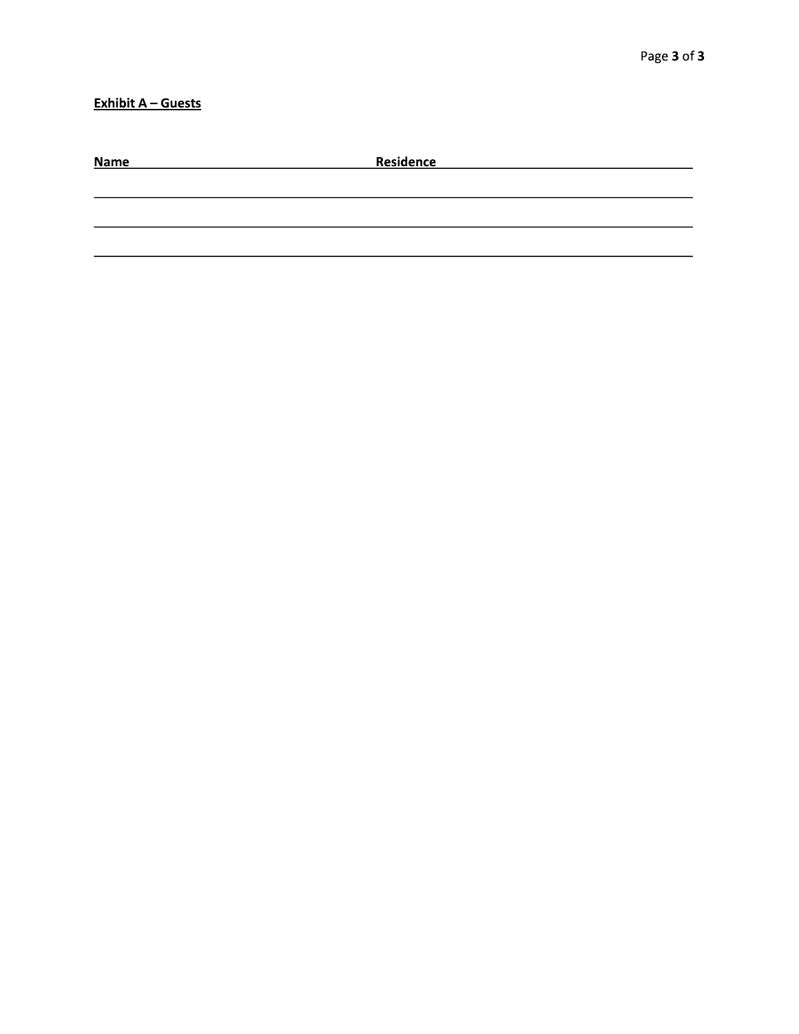**<u>Exhibit A – Guests</u>**

| Name | Residence |
| --- | --- |
| | |
| | |
| | |